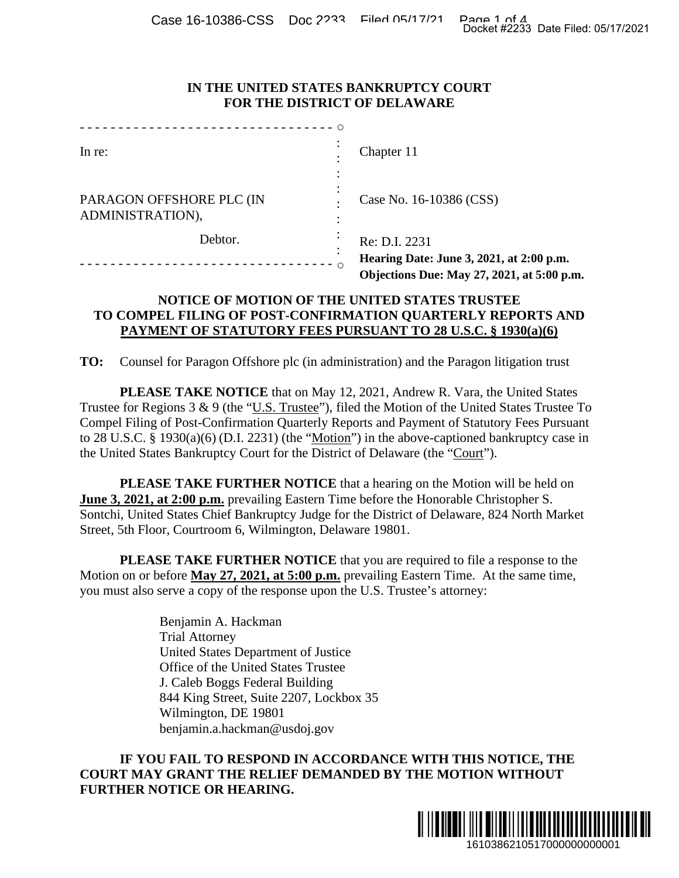**IN THE UNITED STATES BANKRUPTCY COURT**
**FOR THE DISTRICT OF DELAWARE**

| | |
|---|---|
| In re: | Chapter 11 |
| PARAGON OFFSHORE PLC (IN ADMINISTRATION), | Case No. 16-10386 (CSS) |
| Debtor. | Re: D.I. 2231 |
| | **Hearing Date: June 3, 2021, at 2:00 p.m.** |
| | **Objections Due: May 27, 2021, at 5:00 p.m.** |

**NOTICE OF MOTION OF THE UNITED STATES TRUSTEE TO COMPEL FILING OF POST-CONFIRMATION QUARTERLY REPORTS AND PAYMENT OF STATUTORY FEES PURSUANT TO 28 U.S.C. § 1930(a)(6)**

**TO:** Counsel for Paragon Offshore plc (in administration) and the Paragon litigation trust

**PLEASE TAKE NOTICE** that on May 12, 2021, Andrew R. Vara, the United States Trustee for Regions 3 & 9 (the "U.S. Trustee"), filed the Motion of the United States Trustee To Compel Filing of Post-Confirmation Quarterly Reports and Payment of Statutory Fees Pursuant to 28 U.S.C. § 1930(a)(6) (D.I. 2231) (the "Motion") in the above-captioned bankruptcy case in the United States Bankruptcy Court for the District of Delaware (the "Court").

**PLEASE TAKE FURTHER NOTICE** that a hearing on the Motion will be held on **June 3, 2021, at 2:00 p.m.** prevailing Eastern Time before the Honorable Christopher S. Sontchi, United States Chief Bankruptcy Judge for the District of Delaware, 824 North Market Street, 5th Floor, Courtroom 6, Wilmington, Delaware 19801.

**PLEASE TAKE FURTHER NOTICE** that you are required to file a response to the Motion on or before **May 27, 2021, at 5:00 p.m.** prevailing Eastern Time. At the same time, you must also serve a copy of the response upon the U.S. Trustee's attorney:

Benjamin A. Hackman
Trial Attorney
United States Department of Justice
Office of the United States Trustee
J. Caleb Boggs Federal Building
844 King Street, Suite 2207, Lockbox 35
Wilmington, DE 19801
benjamin.a.hackman@usdoj.gov

**IF YOU FAIL TO RESPOND IN ACCORDANCE WITH THIS NOTICE, THE COURT MAY GRANT THE RELIEF DEMANDED BY THE MOTION WITHOUT FURTHER NOTICE OR HEARING.**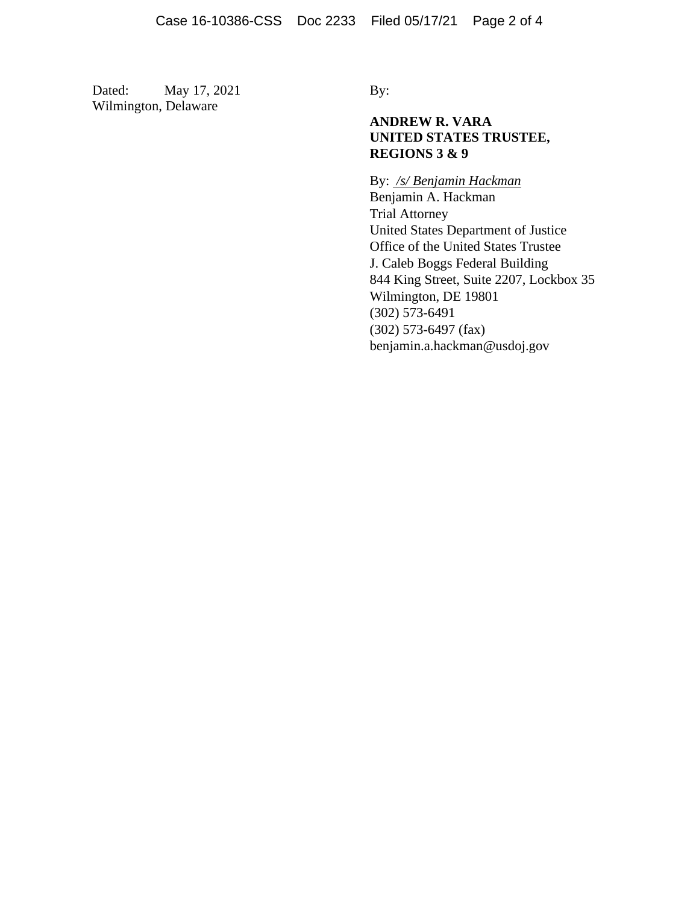Dated: May 17, 2021
Wilmington, Delaware

By:

**ANDREW R. VARA**
**UNITED STATES TRUSTEE,**
**REGIONS 3 & 9**

By: */s/ Benjamin Hackman*
Benjamin A. Hackman
Trial Attorney
United States Department of Justice
Office of the United States Trustee
J. Caleb Boggs Federal Building
844 King Street, Suite 2207, Lockbox 35
Wilmington, DE 19801
(302) 573-6491
(302) 573-6497 (fax)
benjamin.a.hackman@usdoj.gov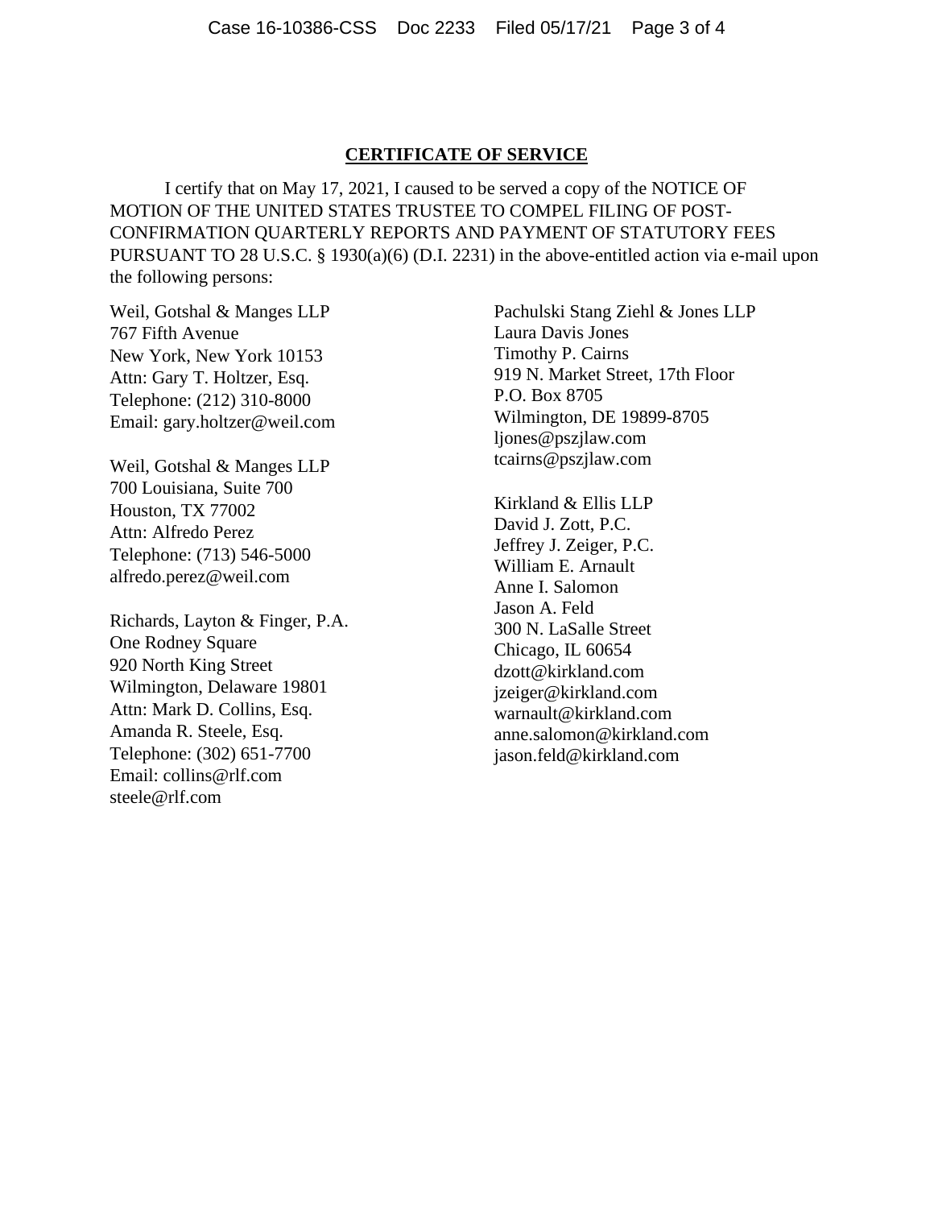## CERTIFICATE OF SERVICE

I certify that on May 17, 2021, I caused to be served a copy of the NOTICE OF MOTION OF THE UNITED STATES TRUSTEE TO COMPEL FILING OF POST-CONFIRMATION QUARTERLY REPORTS AND PAYMENT OF STATUTORY FEES PURSUANT TO 28 U.S.C. § 1930(a)(6) (D.I. 2231) in the above-entitled action via e-mail upon the following persons:

Weil, Gotshal & Manges LLP
767 Fifth Avenue
New York, New York 10153
Attn: Gary T. Holtzer, Esq.
Telephone: (212) 310-8000
Email: gary.holtzer@weil.com

Weil, Gotshal & Manges LLP
700 Louisiana, Suite 700
Houston, TX 77002
Attn: Alfredo Perez
Telephone: (713) 546-5000
alfredo.perez@weil.com

Richards, Layton & Finger, P.A.
One Rodney Square
920 North King Street
Wilmington, Delaware 19801
Attn: Mark D. Collins, Esq.
Amanda R. Steele, Esq.
Telephone: (302) 651-7700
Email: collins@rlf.com
steele@rlf.com

Pachulski Stang Ziehl & Jones LLP
Laura Davis Jones
Timothy P. Cairns
919 N. Market Street, 17th Floor
P.O. Box 8705
Wilmington, DE 19899-8705
ljones@pszjlaw.com
tcairns@pszjlaw.com

Kirkland & Ellis LLP
David J. Zott, P.C.
Jeffrey J. Zeiger, P.C.
William E. Arnault
Anne I. Salomon
Jason A. Feld
300 N. LaSalle Street
Chicago, IL 60654
dzott@kirkland.com
jzeiger@kirkland.com
warnault@kirkland.com
anne.salomon@kirkland.com
jason.feld@kirkland.com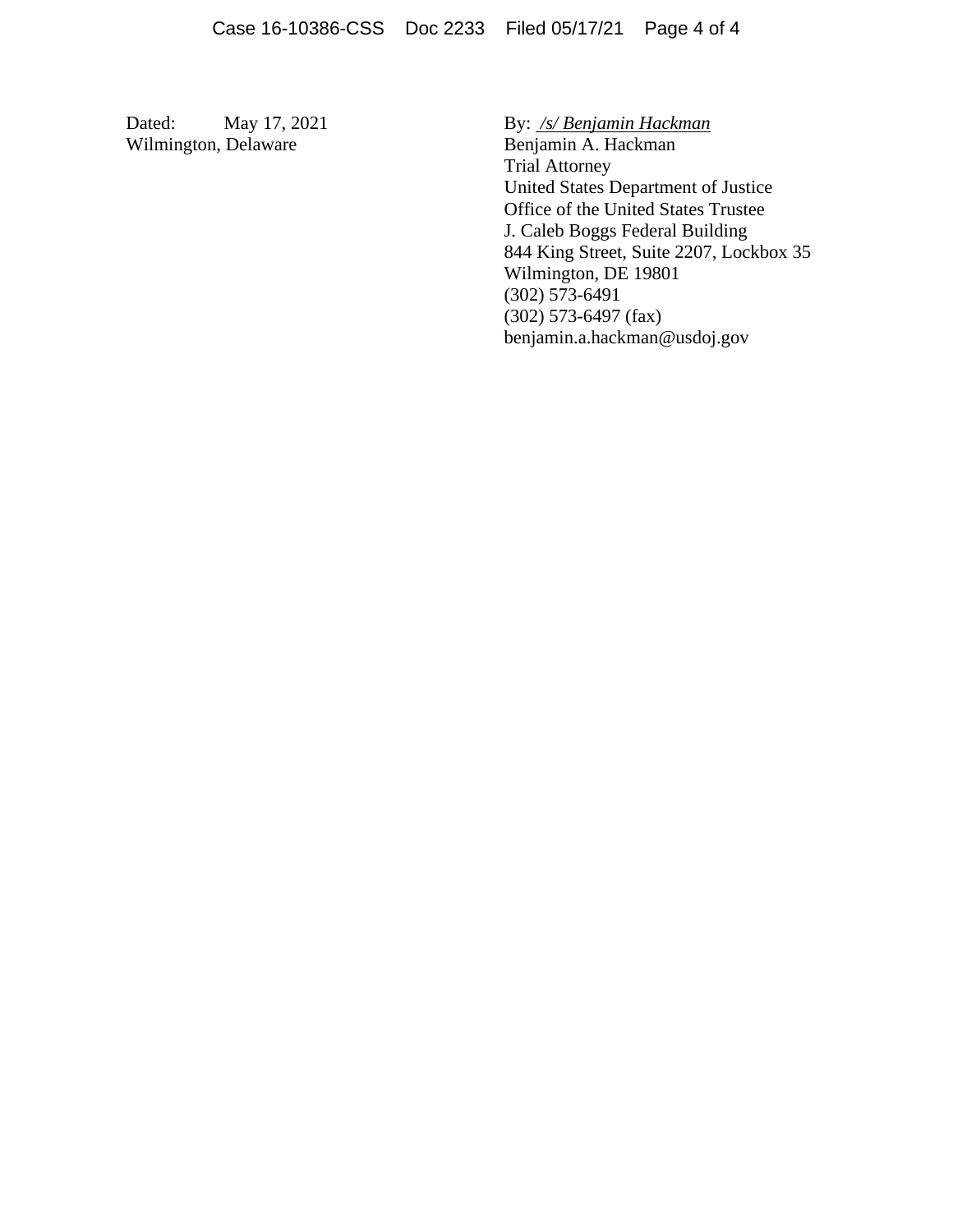Dated: May 17, 2021
Wilmington, Delaware

By: */s/ Benjamin Hackman*
Benjamin A. Hackman
Trial Attorney
United States Department of Justice
Office of the United States Trustee
J. Caleb Boggs Federal Building
844 King Street, Suite 2207, Lockbox 35
Wilmington, DE 19801
(302) 573-6491
(302) 573-6497 (fax)
benjamin.a.hackman@usdoj.gov